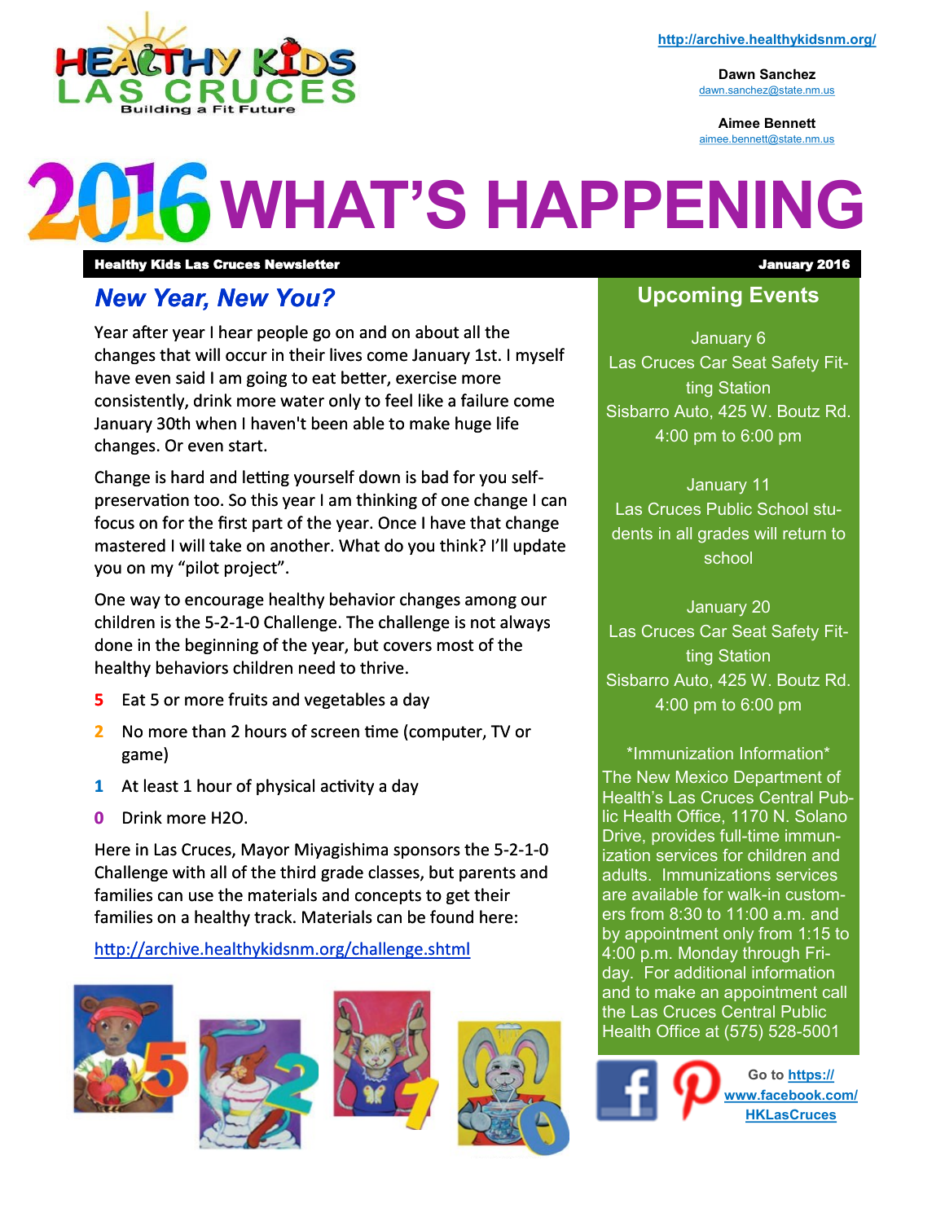http://archive.healthykidsnm.org/

**Dawn Sanchez**
dawn.sanchez@state.nm.us

**Aimee Bennett**
aimee.bennett@state.nm.us

# 2016 WHAT'S HAPPENING

**Healthy Kids Las Cruces Newsletter** — **January 2016**

## *New Year, New You?*

Year after year I hear people go on and on about all the changes that will occur in their lives come January 1st. I myself have even said I am going to eat better, exercise more consistently, drink more water only to feel like a failure come January 30th when I haven't been able to make huge life changes. Or even start.

Change is hard and letting yourself down is bad for you self-preservation too. So this year I am thinking of one change I can focus on for the first part of the year. Once I have that change mastered I will take on another. What do you think? I'll update you on my "pilot project".

One way to encourage healthy behavior changes among our children is the 5-2-1-0 Challenge. The challenge is not always done in the beginning of the year, but covers most of the healthy behaviors children need to thrive.

- **5** Eat 5 or more fruits and vegetables a day
- **2** No more than 2 hours of screen time (computer, TV or game)
- **1** At least 1 hour of physical activity a day
- **0** Drink more H2O.

Here in Las Cruces, Mayor Miyagishima sponsors the 5-2-1-0 Challenge with all of the third grade classes, but parents and families can use the materials and concepts to get their families on a healthy track. Materials can be found here:

http://archive.healthykidsnm.org/challenge.shtml

## Upcoming Events

January 6
Las Cruces Car Seat Safety Fitting Station
Sisbarro Auto, 425 W. Boutz Rd.
4:00 pm to 6:00 pm

January 11
Las Cruces Public School students in all grades will return to school

January 20
Las Cruces Car Seat Safety Fitting Station
Sisbarro Auto, 425 W. Boutz Rd.
4:00 pm to 6:00 pm

*Immunization Information*

The New Mexico Department of Health's Las Cruces Central Public Health Office, 1170 N. Solano Drive, provides full-time immunization services for children and adults. Immunizations services are available for walk-in customers from 8:30 to 11:00 a.m. and by appointment only from 1:15 to 4:00 p.m. Monday through Friday. For additional information and to make an appointment call the Las Cruces Central Public Health Office at (575) 528-5001

Go to https://www.facebook.com/HKLasCruces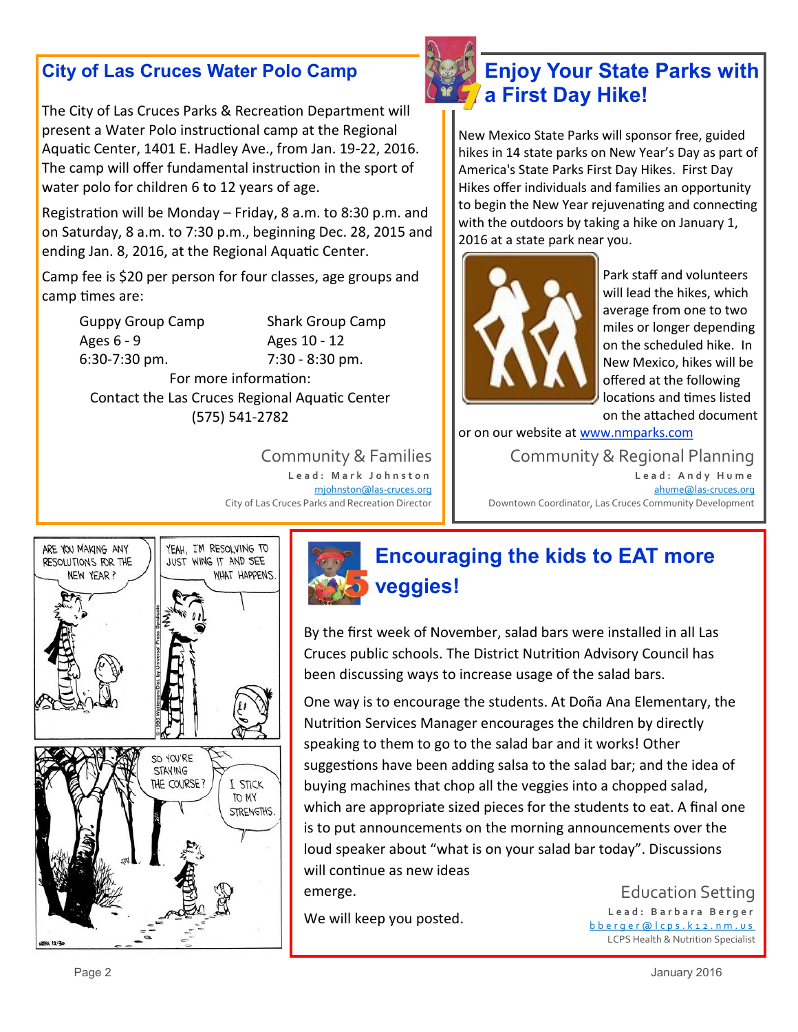## City of Las Cruces Water Polo Camp

The City of Las Cruces Parks & Recreation Department will present a Water Polo instructional camp at the Regional Aquatic Center, 1401 E. Hadley Ave., from Jan. 19-22, 2016. The camp will offer fundamental instruction in the sport of water polo for children 6 to 12 years of age.

Registration will be Monday – Friday, 8 a.m. to 8:30 p.m. and on Saturday, 8 a.m. to 7:30 p.m., beginning Dec. 28, 2015 and ending Jan. 8, 2016, at the Regional Aquatic Center.

Camp fee is $20 per person for four classes, age groups and camp times are:

| Guppy Group Camp | Shark Group Camp |
|---|---|
| Ages 6 - 9 | Ages 10 - 12 |
| 6:30-7:30 pm. | 7:30 - 8:30 pm. |

For more information:
Contact the Las Cruces Regional Aquatic Center
(575) 541-2782

Community & Families
Lead: Mark Johnston
mjohnston@las-cruces.org
City of Las Cruces Parks and Recreation Director

## Enjoy Your State Parks with a First Day Hike!

New Mexico State Parks will sponsor free, guided hikes in 14 state parks on New Year's Day as part of America's State Parks First Day Hikes. First Day Hikes offer individuals and families an opportunity to begin the New Year rejuvenating and connecting with the outdoors by taking a hike on January 1, 2016 at a state park near you.

Park staff and volunteers will lead the hikes, which average from one to two miles or longer depending on the scheduled hike. In New Mexico, hikes will be offered at the following locations and times listed on the attached document or on our website at www.nmparks.com

Community & Regional Planning
Lead: Andy Hume
ahume@las-cruces.org
Downtown Coordinator, Las Cruces Community Development

## Encouraging the kids to EAT more veggies!

By the first week of November, salad bars were installed in all Las Cruces public schools. The District Nutrition Advisory Council has been discussing ways to increase usage of the salad bars.

One way is to encourage the students. At Doña Ana Elementary, the Nutrition Services Manager encourages the children by directly speaking to them to go to the salad bar and it works! Other suggestions have been adding salsa to the salad bar; and the idea of buying machines that chop all the veggies into a chopped salad, which are appropriate sized pieces for the students to eat. A final one is to put announcements on the morning announcements over the loud speaker about "what is on your salad bar today". Discussions will continue as new ideas emerge.

We will keep you posted.

Education Setting
Lead: Barbara Berger
bberger@lcps.k12.nm.us
LCPS Health & Nutrition Specialist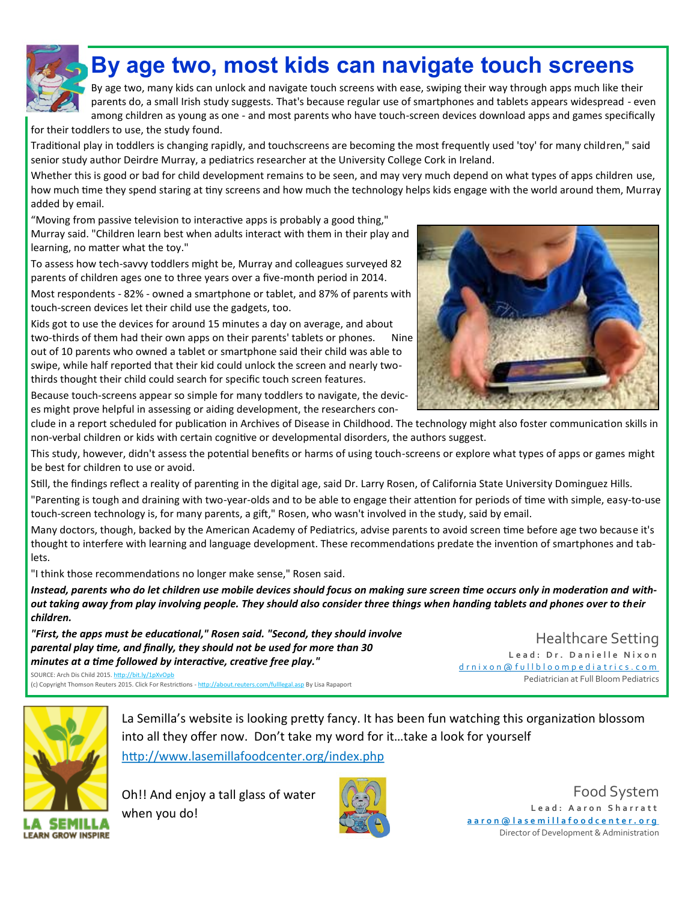# By age two, most kids can navigate touch screens

By age two, many kids can unlock and navigate touch screens with ease, swiping their way through apps much like their parents do, a small Irish study suggests. That's because regular use of smartphones and tablets appears widespread - even among children as young as one - and most parents who have touch-screen devices download apps and games specifically for their toddlers to use, the study found.

Traditional play in toddlers is changing rapidly, and touchscreens are becoming the most frequently used 'toy' for many children," said senior study author Deirdre Murray, a pediatrics researcher at the University College Cork in Ireland.

Whether this is good or bad for child development remains to be seen, and may very much depend on what types of apps children use, how much time they spend staring at tiny screens and how much the technology helps kids engage with the world around them, Murray added by email.

"Moving from passive television to interactive apps is probably a good thing," Murray said. "Children learn best when adults interact with them in their play and learning, no matter what the toy."

To assess how tech-savvy toddlers might be, Murray and colleagues surveyed 82 parents of children ages one to three years over a five-month period in 2014.

Most respondents - 82% - owned a smartphone or tablet, and 87% of parents with touch-screen devices let their child use the gadgets, too.

Kids got to use the devices for around 15 minutes a day on average, and about two-thirds of them had their own apps on their parents' tablets or phones. Nine out of 10 parents who owned a tablet or smartphone said their child was able to swipe, while half reported that their kid could unlock the screen and nearly two-thirds thought their child could search for specific touch screen features.

Because touch-screens appear so simple for many toddlers to navigate, the devices might prove helpful in assessing or aiding development, the researchers conclude in a report scheduled for publication in Archives of Disease in Childhood. The technology might also foster communication skills in non-verbal children or kids with certain cognitive or developmental disorders, the authors suggest.

This study, however, didn't assess the potential benefits or harms of using touch-screens or explore what types of apps or games might be best for children to use or avoid.

Still, the findings reflect a reality of parenting in the digital age, said Dr. Larry Rosen, of California State University Dominguez Hills.

"Parenting is tough and draining with two-year-olds and to be able to engage their attention for periods of time with simple, easy-to-use touch-screen technology is, for many parents, a gift," Rosen, who wasn't involved in the study, said by email.

Many doctors, though, backed by the American Academy of Pediatrics, advise parents to avoid screen time before age two because it's thought to interfere with learning and language development. These recommendations predate the invention of smartphones and tablets.

"I think those recommendations no longer make sense," Rosen said.

***Instead, parents who do let children use mobile devices should focus on making sure screen time occurs only in moderation and without taking away from play involving people. They should also consider three things when handing tablets and phones over to their children.***

***"First, the apps must be educational," Rosen said. "Second, they should involve parental play time, and finally, they should not be used for more than 30 minutes at a time followed by interactive, creative free play."***

SOURCE: Arch Dis Child 2015. http://bit.ly/1pXvOpb

(c) Copyright Thomson Reuters 2015. Click For Restrictions - http://about.reuters.com/fulllegal.asp By Lisa Rapaport

Healthcare Setting

Lead: Dr. Danielle Nixon

drnixon@fullbloompediatrics.com

Pediatrician at Full Bloom Pediatrics

---

La Semilla's website is looking pretty fancy. It has been fun watching this organization blossom into all they offer now. Don't take my word for it…take a look for yourself

http://www.lasemillafoodcenter.org/index.php

Oh!! And enjoy a tall glass of water when you do!

Food System

Lead: Aaron Sharratt

aaron@lasemillafoodcenter.org

Director of Development & Administration